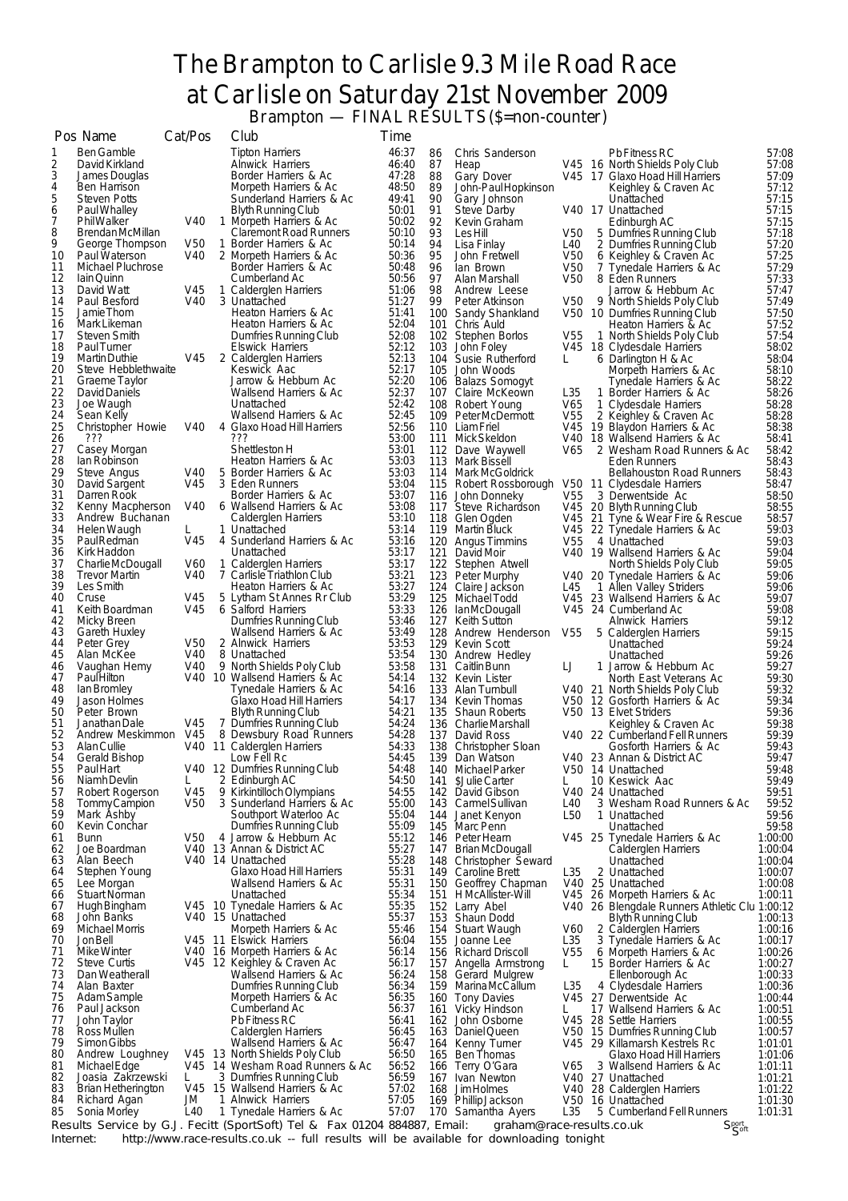# The Brampton to Carlisle 9.3 Mile Road Race at Carlisle on Saturday 21st November 2009

## Brampton — FINAL RESULTS ($=non-counter)

| Pos | Name | Cat | Cat/Pos | Club | Time |
|---|---|---|---|---|---|
| 1 | Ben Gamble | | | Tipton Harriers | 46:37 |
| 2 | David Kirkland | | | Alnwick Harriers | 46:40 |
| 3 | James Douglas | | | Border Harriers & Ac | 47:28 |
| 4 | Ben Harrison | | | Morpeth Harriers & Ac | 48:50 |
| 5 | Steven Potts | | | Sunderland Harriers & Ac | 49:41 |
| 6 | Paul Whalley | | | Blyth Running Club | 50:01 |
| 7 | Phil Walker | V40 | 1 | Morpeth Harriers & Ac | 50:02 |
| 8 | Brendan McMillan | | | Claremont Road Runners | 50:10 |
| 9 | George Thompson | V50 | 1 | Border Harriers & Ac | 50:14 |
| 10 | Paul Waterson | V40 | 2 | Morpeth Harriers & Ac | 50:36 |
| 11 | Michael Pluchrose | | | Border Harriers & Ac | 50:48 |
| 12 | Iain Quinn | | | Cumberland Ac | 50:56 |
| 13 | David Watt | V45 | 1 | Calderglen Harriers | 51:06 |
| 14 | Paul Besford | V40 | 3 | Unattached | 51:27 |
| 15 | Jamie Thom | | | Heaton Harriers & Ac | 51:41 |
| 16 | Mark Likeman | | | Heaton Harriers & Ac | 52:04 |
| 17 | Steven Smith | | | Dumfries Running Club | 52:08 |
| 18 | Paul Turner | | | Elswick Harriers | 52:12 |
| 19 | Martin Duthie | V45 | 2 | Calderglen Harriers | 52:13 |
| 20 | Steve Hebblethwaite | | | Keswick Aac | 52:17 |
| 21 | Graeme Taylor | | | Jarrow & Hebburn Ac | 52:20 |
| 22 | David Daniels | | | Wallsend Harriers & Ac | 52:37 |
| 23 | Joe Waugh | | | Unattached | 52:42 |
| 24 | Sean Kelly | | | Wallsend Harriers & Ac | 52:45 |
| 25 | Christopher Howie | V40 | 4 | Glaxo Hoad Hill Harriers | 52:56 |
| 26 | ??? | | | ??? | 53:00 |
| 27 | Casey Morgan | | | Shettleston H | 53:01 |
| 28 | Ian Robinson | | | Heaton Harriers & Ac | 53:03 |
| 29 | Steve Angus | V40 | 5 | Border Harriers & Ac | 53:03 |
| 30 | David Sargent | V45 | 3 | Eden Runners | 53:04 |
| 31 | Darren Rook | | | Border Harriers & Ac | 53:07 |
| 32 | Kenny Macpherson | V40 | 6 | Wallsend Harriers & Ac | 53:08 |
| 33 | Andrew Buchanan | | | Calderglen Harriers | 53:10 |
| 34 | Helen Waugh | L | 1 | Unattached | 53:14 |
| 35 | Paul Redman | V45 | 4 | Sunderland Harriers & Ac | 53:16 |
| 36 | Kirk Haddon | | | Unattached | 53:17 |
| 37 | Charlie McDougall | V60 | 1 | Calderglen Harriers | 53:17 |
| 38 | Trevor Martin | V40 | 7 | Carlisle Triathlon Club | 53:21 |
| 39 | Les Smith | | | Heaton Harriers & Ac | 53:27 |
| 40 | Cruse | V45 | 5 | Lytham St Annes Rr Club | 53:29 |
| 41 | Keith Boardman | V45 | 6 | Salford Harriers | 53:33 |
| 42 | Micky Breen | | | Dumfries Running Club | 53:46 |
| 43 | Gareth Huxley | | | Wallsend Harriers & Ac | 53:49 |
| 44 | Peter Grey | V50 | 2 | Alnwick Harriers | 53:53 |
| 45 | Alan McKee | V40 | 8 | Unattached | 53:54 |
| 46 | Vaughan Hemy | V40 | 9 | North Shields Poly Club | 53:58 |
| 47 | Paul Hilton | V40 | 10 | Wallsend Harriers & Ac | 54:14 |
| 48 | Ian Bromley | | | Tynedale Harriers & Ac | 54:16 |
| 49 | Jason Holmes | | | Glaxo Hoad Hill Harriers | 54:17 |
| 50 | Peter Brown | | | Blyth Running Club | 54:21 |
| 51 | Janathan Dale | V45 | 7 | Dumfries Running Club | 54:24 |
| 52 | Andrew Meskimmon | V45 | 8 | Dewsbury Road Runners | 54:28 |
| 53 | Alan Cullie | V40 | 11 | Calderglen Harriers | 54:33 |
| 54 | Gerald Bishop | | | Low Fell Rc | 54:45 |
| 55 | Paul Hart | V40 | 12 | Dumfries Running Club | 54:48 |
| 56 | Niamh Devlin | L | 2 | Edinburgh AC | 54:50 |
| 57 | Robert Rogerson | V45 | 9 | Kirkintilloch Olympians | 54:55 |
| 58 | Tommy Campion | V50 | 3 | Sunderland Harriers & Ac | 55:00 |
| 59 | Mark Ashby | | | Southport Waterloo Ac | 55:04 |
| 60 | Kevin Conchar | | | Dumfries Running Club | 55:09 |
| 61 | Bunn | V50 | 4 | Jarrow & Hebburn Ac | 55:12 |
| 62 | Joe Boardman | V40 | 13 | Annan & District AC | 55:27 |
| 63 | Alan Beech | V40 | 14 | Unattached | 55:28 |
| 64 | Stephen Young | | | Glaxo Hoad Hill Harriers | 55:31 |
| 65 | Lee Morgan | | | Wallsend Harriers & Ac | 55:31 |
| 66 | Stuart Norman | | | Unattached | 55:34 |
| 67 | Hugh Bingham | V45 | 10 | Tynedale Harriers & Ac | 55:35 |
| 68 | John Banks | V40 | 15 | Unattached | 55:37 |
| 69 | Michael Morris | | | Morpeth Harriers & Ac | 55:46 |
| 70 | Jon Bell | V45 | 11 | Elswick Harriers | 56:04 |
| 71 | Mike Winter | V40 | 16 | Morpeth Harriers & Ac | 56:14 |
| 72 | Steve Curtis | V45 | 12 | Keighley & Craven Ac | 56:17 |
| 73 | Dan Weatherall | | | Wallsend Harriers & Ac | 56:24 |
| 74 | Alan Baxter | | | Dumfries Running Club | 56:34 |
| 75 | Adam Sample | | | Morpeth Harriers & Ac | 56:35 |
| 76 | Paul Jackson | | | Cumberland Ac | 56:37 |
| 77 | John Taylor | | | Pb Fitness RC | 56:41 |
| 78 | Ross Mullen | | | Calderglen Harriers | 56:45 |
| 79 | Simon Gibbs | | | Wallsend Harriers & Ac | 56:47 |
| 80 | Andrew Loughney | V45 | 13 | North Shields Poly Club | 56:50 |
| 81 | Michael Edge | V45 | 14 | Wesham Road Runners & Ac | 56:52 |
| 82 | Joasia Zakrzewski | L | 3 | Dumfries Running Club | 56:59 |
| 83 | Brian Hetherington | V45 | 15 | Wallsend Harriers & Ac | 57:02 |
| 84 | Richard Agan | JM | 1 | Alnwick Harriers | 57:05 |
| 85 | Sonia Morley | L40 | 1 | Tynedale Harriers & Ac | 57:07 |
| 86 | Chris Sanderson | | | Pb Fitness RC | 57:08 |
| 87 | Heap | V45 | 16 | North Shields Poly Club | 57:08 |
| 88 | Gary Dover | V45 | 17 | Glaxo Hoad Hill Harriers | 57:09 |
| 89 | John-Paul Hopkinson | | | Keighley & Craven Ac | 57:12 |
| 90 | Gary Johnson | | | Unattached | 57:15 |
| 91 | Steve Darby | V40 | 17 | Unattached | 57:15 |
| 92 | Kevin Graham | | | Edinburgh AC | 57:15 |
| 93 | Les Hill | V50 | 5 | Dumfries Running Club | 57:18 |
| 94 | Lisa Finlay | L40 | 2 | Dumfries Running Club | 57:20 |
| 95 | John Fretwell | V50 | 6 | Keighley & Craven Ac | 57:25 |
| 96 | Ian Brown | V50 | 7 | Tynedale Harriers & Ac | 57:29 |
| 97 | Alan Marshall | V50 | 8 | Eden Runners | 57:33 |
| 98 | Andrew Leese | | | Jarrow & Hebburn Ac | 57:47 |
| 99 | Peter Atkinson | V50 | 9 | North Shields Poly Club | 57:49 |
| 100 | Sandy Shankland | V50 | 10 | Dumfries Running Club | 57:50 |
| 101 | Chris Auld | | | Heaton Harriers & Ac | 57:52 |
| 102 | Stephen Borlos | V55 | 1 | North Shields Poly Club | 57:54 |
| 103 | John Foley | V45 | 18 | Clydesdale Harriers | 58:02 |
| 104 | Susie Rutherford | L | 6 | Darlington H & Ac | 58:04 |
| 105 | John Woods | | | Morpeth Harriers & Ac | 58:10 |
| 106 | Balazs Somogyt | | | Tynedale Harriers & Ac | 58:22 |
| 107 | Claire McKeown | L35 | 1 | Border Harriers & Ac | 58:26 |
| 108 | Robert Young | V65 | 1 | Clydesdale Harriers | 58:28 |
| 109 | Peter McDermott | V55 | 2 | Keighley & Craven Ac | 58:28 |
| 110 | Liam Friel | V45 | 19 | Blaydon Harriers & Ac | 58:38 |
| 111 | Mick Skeldon | V40 | 18 | Wallsend Harriers & Ac | 58:41 |
| 112 | Dave Waywell | V65 | 2 | Wesham Road Runners & Ac | 58:42 |
| 113 | Mark Bissell | | | Eden Runners | 58:43 |
| 114 | Mark McGoldrick | | | Bellahouston Road Runners | 58:43 |
| 115 | Robert Rossborough | V50 | 11 | Clydesdale Harriers | 58:47 |
| 116 | John Donneky | V55 | 3 | Derwentside Ac | 58:50 |
| 117 | Steve Richardson | V45 | 20 | Blyth Running Club | 58:55 |
| 118 | Glen Ogden | V45 | 21 | Tyne & Wear Fire & Rescue | 58:57 |
| 119 | Martin Bluck | V45 | 22 | Tynedale Harriers & Ac | 59:03 |
| 120 | Angus Timmins | V55 | 4 | Unattached | 59:03 |
| 121 | David Moir | V40 | 19 | Wallsend Harriers & Ac | 59:04 |
| 122 | Stephen Atwell | | | North Shields Poly Club | 59:05 |
| 123 | Peter Murphy | V40 | 20 | Tynedale Harriers & Ac | 59:06 |
| 124 | Claire Jackson | L45 | 1 | Allen Valley Striders | 59:06 |
| 125 | Michael Todd | V45 | 23 | Wallsend Harriers & Ac | 59:07 |
| 126 | Ian McDougall | V45 | 24 | Cumberland Ac | 59:08 |
| 127 | Keith Sutton | | | Alnwick Harriers | 59:12 |
| 128 | Andrew Henderson | V55 | 5 | Calderglen Harriers | 59:15 |
| 129 | Kevin Scott | | | Unattached | 59:24 |
| 130 | Andrew Hedley | | | Unattached | 59:26 |
| 131 | Caitlin Bunn | LJ | 1 | Jarrow & Hebburn Ac | 59:27 |
| 132 | Kevin Lister | | | North East Veterans Ac | 59:30 |
| 133 | Alan Turnbull | V40 | 21 | North Shields Poly Club | 59:32 |
| 134 | Kevin Thomas | V50 | 12 | Gosforth Harriers & Ac | 59:34 |
| 135 | Shaun Roberts | V50 | 13 | Elvet Striders | 59:36 |
| 136 | Charlie Marshall | | | Keighley & Craven Ac | 59:38 |
| 137 | David Ross | V40 | 22 | Cumberland Fell Runners | 59:39 |
| 138 | Christopher Sloan | | | Gosforth Harriers & Ac | 59:43 |
| 139 | Dan Watson | V40 | 23 | Annan & District AC | 59:47 |
| 140 | Michael Parker | V50 | 14 | Unattached | 59:48 |
| 141 | $Julie Carter | L | 10 | Keswick Aac | 59:49 |
| 142 | David Gibson | V40 | 24 | Unattached | 59:51 |
| 143 | Carmel Sullivan | L40 | 3 | Wesham Road Runners & Ac | 59:52 |
| 144 | Janet Kenyon | L50 | 1 | Unattached | 59:56 |
| 145 | Marc Penn | | | Unattached | 59:58 |
| 146 | Peter Hearn | V45 | 25 | Tynedale Harriers & Ac | 1:00:00 |
| 147 | Brian McDougall | | | Calderglen Harriers | 1:00:04 |
| 148 | Christopher Seward | | | Unattached | 1:00:04 |
| 149 | Caroline Brett | L35 | 2 | Unattached | 1:00:07 |
| 150 | Geoffrey Chapman | V40 | 25 | Unattached | 1:00:08 |
| 151 | H McAllister-Will | V45 | 26 | Morpeth Harriers & Ac | 1:00:11 |
| 152 | Larry Abel | V40 | 26 | Blengdale Runners Athletic Clu | 1:00:12 |
| 153 | Shaun Dodd | | | Blyth Running Club | 1:00:13 |
| 154 | Stuart Waugh | V60 | 2 | Calderglen Harriers | 1:00:16 |
| 155 | Joanne Lee | L35 | 3 | Tynedale Harriers & Ac | 1:00:17 |
| 156 | Richard Driscoll | V55 | 6 | Morpeth Harriers & Ac | 1:00:26 |
| 157 | Angella Armstrong | L | 15 | Border Harriers & Ac | 1:00:27 |
| 158 | Gerard Mulgrew | | | Ellenborough Ac | 1:00:33 |
| 159 | Marina McCallum | L35 | 4 | Clydesdale Harriers | 1:00:36 |
| 160 | Tony Davies | V45 | 27 | Derwentside Ac | 1:00:44 |
| 161 | Vicky Hindson | L | 17 | Wallsend Harriers & Ac | 1:00:51 |
| 162 | John Osborne | V45 | 28 | Settle Harriers | 1:00:55 |
| 163 | Daniel Queen | V50 | 15 | Dumfries Running Club | 1:00:57 |
| 164 | Kenny Turner | V45 | 29 | Killamarsh Kestrels Rc | 1:01:01 |
| 165 | Ben Thomas | | | Glaxo Hoad Hill Harriers | 1:01:06 |
| 166 | Terry O'Gara | V65 | 3 | Wallsend Harriers & Ac | 1:01:11 |
| 167 | Ivan Newton | V40 | 27 | Unattached | 1:01:21 |
| 168 | Jim Holmes | V40 | 28 | Calderglen Harriers | 1:01:22 |
| 169 | Phillip Jackson | V50 | 16 | Unattached | 1:01:30 |
| 170 | Samantha Ayers | L35 | 5 | Cumberland Fell Runners | 1:01:31 |

Results Service by G.J. Fecitt (SportSoft) Tel & Fax 01204 884887, Email: graham@race-results.co.uk

Internet: http://www.race-results.co.uk -- full results will be available for downloading tonight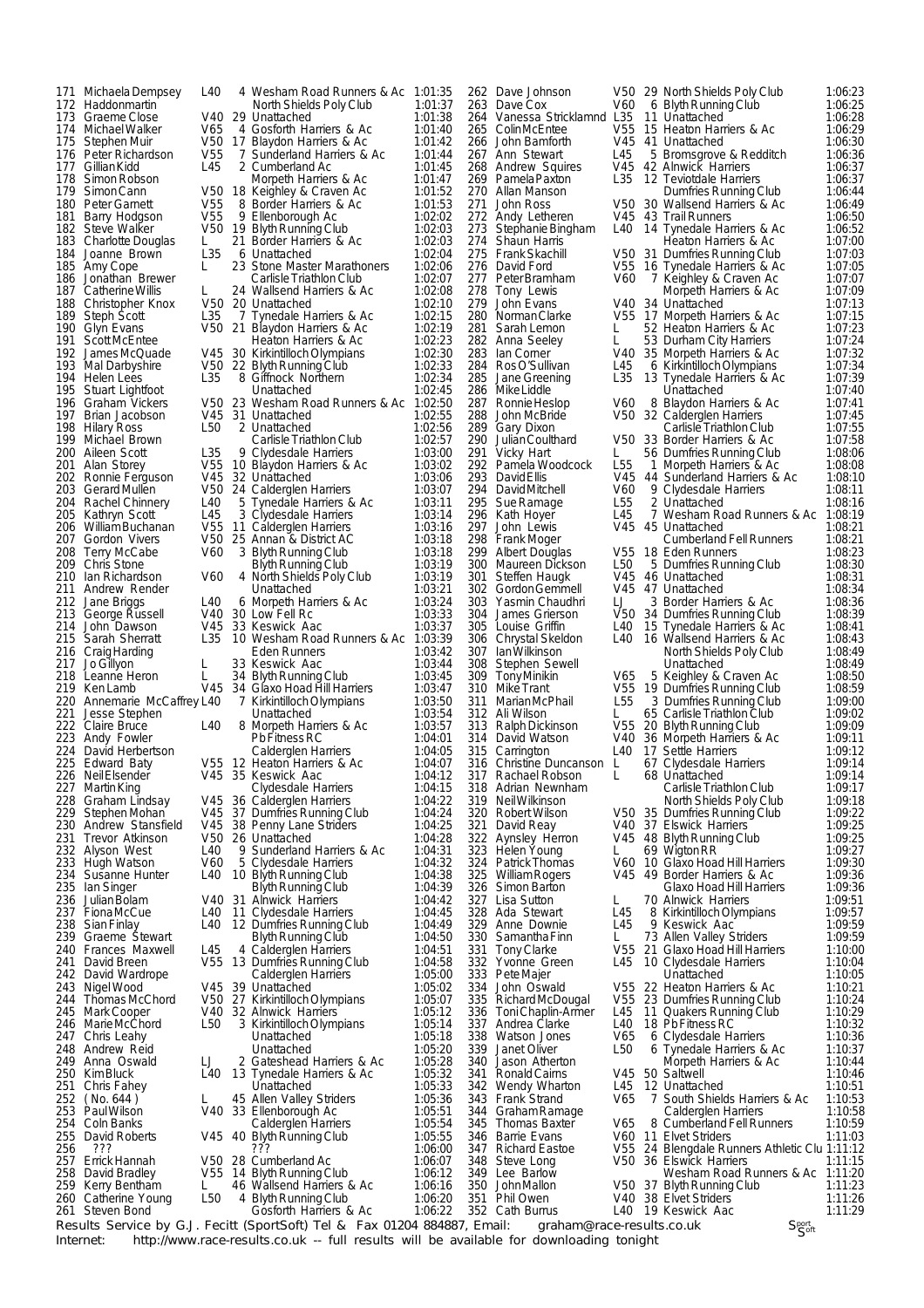| Pos | Name | Cat | Cat Pos | Club | Time |
|---|---|---|---|---|---|
| 171 | Michaela Dempsey | L40 | 4 | Wesham Road Runners & Ac | 1:01:35 |
| 172 | Haddonmartin | | | North Shields Poly Club | 1:01:37 |
| 173 | Graeme Close | V40 | 29 | Unattached | 1:01:38 |
| 174 | Michael Walker | V65 | 4 | Gosforth Harriers & Ac | 1:01:40 |
| 175 | Stephen Muir | V50 | 17 | Blaydon Harriers & Ac | 1:01:42 |
| 176 | Peter Richardson | V55 | 7 | Sunderland Harriers & Ac | 1:01:44 |
| 177 | Gillian Kidd | L45 | 2 | Cumberland Ac | 1:01:45 |
| 178 | Simon Robson | | | Morpeth Harriers & Ac | 1:01:47 |
| 179 | Simon Cann | V50 | 18 | Keighley & Craven Ac | 1:01:52 |
| 180 | Peter Garnett | V55 | 8 | Border Harriers & Ac | 1:01:53 |
| 181 | Barry Hodgson | V55 | 9 | Ellenborough Ac | 1:02:02 |
| 182 | Steve Walker | V50 | 19 | Blyth Running Club | 1:02:03 |
| 183 | Charlotte Douglas | L | 21 | Border Harriers & Ac | 1:02:03 |
| 184 | Joanne Brown | L35 | 6 | Unattached | 1:02:04 |
| 185 | Amy Cope | L | 23 | Stone Master Marathoners | 1:02:06 |
| 186 | Jonathan Brewer | | | Carlisle Triathlon Club | 1:02:07 |
| 187 | Catherine Willis | L | 24 | Wallsend Harriers & Ac | 1:02:08 |
| 188 | Christopher Knox | V50 | 20 | Unattached | 1:02:10 |
| 189 | Steph Scott | L35 | 7 | Tynedale Harriers & Ac | 1:02:15 |
| 190 | Glyn Evans | V50 | 21 | Blaydon Harriers & Ac | 1:02:19 |
| 191 | Scott McEntee | | | Heaton Harriers & Ac | 1:02:23 |
| 192 | James McQuade | V45 | 30 | Kirkintilloch Olympians | 1:02:30 |
| 193 | Mal Darbyshire | V50 | 22 | Blyth Running Club | 1:02:33 |
| 194 | Helen Lees | L35 | 8 | Giffnock Northern | 1:02:34 |
| 195 | Stuart Lightfoot | | | Unattached | 1:02:45 |
| 196 | Graham Vickers | V50 | 23 | Wesham Road Runners & Ac | 1:02:50 |
| 197 | Brian Jacobson | V45 | 31 | Unattached | 1:02:55 |
| 198 | Hilary Ross | L50 | 2 | Unattached | 1:02:56 |
| 199 | Michael Brown | | | Carlisle Triathlon Club | 1:02:57 |
| 200 | Aileen Scott | L35 | 9 | Clydesdale Harriers | 1:03:00 |
| 201 | Alan Storey | V55 | 10 | Blaydon Harriers & Ac | 1:03:02 |
| 202 | Ronnie Ferguson | V45 | 32 | Unattached | 1:03:06 |
| 203 | Gerard Mullen | V50 | 24 | Calderglen Harriers | 1:03:07 |
| 204 | Rachel Chinnery | L40 | 5 | Tynedale Harriers & Ac | 1:03:11 |
| 205 | Kathryn Scott | L45 | 3 | Clydesdale Harriers | 1:03:14 |
| 206 | William Buchanan | V55 | 11 | Calderglen Harriers | 1:03:16 |
| 207 | Gordon Vivers | V50 | 25 | Annan & District AC | 1:03:18 |
| 208 | Terry McCabe | V60 | 3 | Blyth Running Club | 1:03:18 |
| 209 | Chris Stone | | | Blyth Running Club | 1:03:19 |
| 210 | Ian Richardson | V60 | 4 | North Shields Poly Club | 1:03:19 |
| 211 | Andrew Render | | | Unattached | 1:03:21 |
| 212 | Jane Briggs | L40 | 6 | Morpeth Harriers & Ac | 1:03:24 |
| 213 | George Russell | V40 | 30 | Low Fell Rc | 1:03:33 |
| 214 | John Dawson | V45 | 33 | Keswick Aac | 1:03:37 |
| 215 | Sarah Sherratt | L35 | 10 | Wesham Road Runners & Ac | 1:03:39 |
| 216 | Craig Harding | | | Eden Runners | 1:03:42 |
| 217 | Jo Gillyon | L | 33 | Keswick Aac | 1:03:44 |
| 218 | Leanne Heron | L | 34 | Blyth Running Club | 1:03:45 |
| 219 | Ken Lamb | V45 | 34 | Glaxo Hoad Hill Harriers | 1:03:47 |
| 220 | Annemarie McCaffrey | L40 | 7 | Kirkintilloch Olympians | 1:03:50 |
| 221 | Jesse Stephen | | | Unattached | 1:03:54 |
| 222 | Claire Bruce | L40 | 8 | Morpeth Harriers & Ac | 1:03:57 |
| 223 | Andy Fowler | | | Pb Fitness RC | 1:04:01 |
| 224 | David Herbertson | | | Calderglen Harriers | 1:04:05 |
| 225 | Edward Baty | V55 | 12 | Heaton Harriers & Ac | 1:04:07 |
| 226 | Neil Elsender | V45 | 35 | Keswick Aac | 1:04:12 |
| 227 | Martin King | | | Clydesdale Harriers | 1:04:15 |
| 228 | Graham Lindsay | V45 | 36 | Calderglen Harriers | 1:04:22 |
| 229 | Stephen Mohan | V45 | 37 | Dumfries Running Club | 1:04:24 |
| 230 | Andrew Stansfield | V45 | 38 | Penny Lane Striders | 1:04:25 |
| 231 | Trevor Atkinson | V50 | 26 | Unattached | 1:04:28 |
| 232 | Alyson West | L40 | 9 | Sunderland Harriers & Ac | 1:04:31 |
| 233 | Hugh Watson | V60 | 5 | Clydesdale Harriers | 1:04:32 |
| 234 | Susanne Hunter | L40 | 10 | Blyth Running Club | 1:04:38 |
| 235 | Ian Singer | | | Blyth Running Club | 1:04:39 |
| 236 | Julian Bolam | V40 | 31 | Alnwick Harriers | 1:04:42 |
| 237 | Fiona McCue | L40 | 11 | Clydesdale Harriers | 1:04:45 |
| 238 | Sian Finlay | L40 | 12 | Dumfries Running Club | 1:04:49 |
| 239 | Graeme Stewart | | | Blyth Running Club | 1:04:50 |
| 240 | Frances Maxwell | L45 | 4 | Calderglen Harriers | 1:04:51 |
| 241 | David Breen | V55 | 13 | Dumfries Running Club | 1:04:58 |
| 242 | David Wardrope | | | Calderglen Harriers | 1:05:00 |
| 243 | Nigel Wood | V45 | 39 | Unattached | 1:05:02 |
| 244 | Thomas McChord | V50 | 27 | Kirkintilloch Olympians | 1:05:07 |
| 245 | Mark Cooper | V40 | 32 | Alnwick Harriers | 1:05:12 |
| 246 | Marie McChord | L50 | 3 | Kirkintilloch Olympians | 1:05:14 |
| 247 | Chris Leahy | | | Unattached | 1:05:18 |
| 248 | Andrew Reid | | | Unattached | 1:05:20 |
| 249 | Anna Oswald | LJ | 2 | Gateshead Harriers & Ac | 1:05:28 |
| 250 | Kim Bluck | L40 | 13 | Tynedale Harriers & Ac | 1:05:32 |
| 251 | Chris Fahey | | | Unattached | 1:05:33 |
| 252 | ( No. 644 ) | L | 45 | Allen Valley Striders | 1:05:36 |
| 253 | Paul Wilson | V40 | 33 | Ellenborough Ac | 1:05:51 |
| 254 | Coln Banks | | | Calderglen Harriers | 1:05:54 |
| 255 | David Roberts | V45 | 40 | Blyth Running Club | 1:05:55 |
| 256 | ??? | | | ??? | 1:06:00 |
| 257 | Errick Hannah | V50 | 28 | Cumberland Ac | 1:06:07 |
| 258 | David Bradley | V55 | 14 | Blyth Running Club | 1:06:12 |
| 259 | Kerry Bentham | L | 46 | Wallsend Harriers & Ac | 1:06:16 |
| 260 | Catherine Young | L50 | 4 | Blyth Running Club | 1:06:20 |
| 261 | Steven Bond | | | Gosforth Harriers & Ac | 1:06:22 |
| 262 | Dave Johnson | V50 | 29 | North Shields Poly Club | 1:06:23 |
| 263 | Dave Cox | V60 | 6 | Blyth Running Club | 1:06:25 |
| 264 | Vanessa Stricklamnd | L35 | 11 | Unattached | 1:06:28 |
| 265 | Colin McEntee | V55 | 15 | Heaton Harriers & Ac | 1:06:29 |
| 266 | John Bamforth | V45 | 41 | Unattached | 1:06:30 |
| 267 | Ann Stewart | L45 | 5 | Bromsgrove & Redditch | 1:06:36 |
| 268 | Andrew Squires | V45 | 42 | Alnwick Harriers | 1:06:37 |
| 269 | Pamela Paxton | L35 | 12 | Teviotdale Harriers | 1:06:37 |
| 270 | Allan Manson | | | Dumfries Running Club | 1:06:44 |
| 271 | John Ross | V50 | 30 | Wallsend Harriers & Ac | 1:06:49 |
| 272 | Andy Letheren | V45 | 43 | Trail Runners | 1:06:50 |
| 273 | Stephanie Bingham | L40 | 14 | Tynedale Harriers & Ac | 1:06:52 |
| 274 | Shaun Harris | | | Heaton Harriers & Ac | 1:07:00 |
| 275 | Frank Skachill | V50 | 31 | Dumfries Running Club | 1:07:03 |
| 276 | David Ford | V55 | 16 | Tynedale Harriers & Ac | 1:07:05 |
| 277 | Peter Bramham | V60 | 7 | Keighley & Craven Ac | 1:07:07 |
| 278 | Tony Lewis | | | Morpeth Harriers & Ac | 1:07:09 |
| 279 | John Evans | V40 | 34 | Unattached | 1:07:13 |
| 280 | Norman Clarke | V55 | 17 | Morpeth Harriers & Ac | 1:07:15 |
| 281 | Sarah Lemon | L | 52 | Heaton Harriers & Ac | 1:07:23 |
| 282 | Anna Seeley | L | 53 | Durham City Harriers | 1:07:24 |
| 283 | Ian Corner | V40 | 35 | Morpeth Harriers & Ac | 1:07:32 |
| 284 | Ros O'Sullivan | L45 | 6 | Kirkintilloch Olympians | 1:07:34 |
| 285 | Jane Greening | L35 | 13 | Tynedale Harriers & Ac | 1:07:39 |
| 286 | Mike Liddle | | | Unattached | 1:07:40 |
| 287 | Ronnie Heslop | V60 | 8 | Blaydon Harriers & Ac | 1:07:41 |
| 288 | John McBride | V50 | 32 | Calderglen Harriers | 1:07:45 |
| 289 | Gary Dixon | | | Carlisle Triathlon Club | 1:07:55 |
| 290 | Julian Coulthard | V50 | 33 | Border Harriers & Ac | 1:07:58 |
| 291 | Vicky Hart | L | 56 | Dumfries Running Club | 1:08:06 |
| 292 | Pamela Woodcock | L55 | 1 | Morpeth Harriers & Ac | 1:08:08 |
| 293 | David Ellis | V45 | 44 | Sunderland Harriers & Ac | 1:08:10 |
| 294 | David Mitchell | V60 | 9 | Clydesdale Harriers | 1:08:11 |
| 295 | Sue Ramage | L55 | 2 | Unattached | 1:08:16 |
| 296 | Kath Hoyer | L45 | 7 | Wesham Road Runners & Ac | 1:08:19 |
| 297 | John Lewis | V45 | 45 | Unattached | 1:08:21 |
| 298 | Frank Moger | | | Cumberland Fell Runners | 1:08:21 |
| 299 | Albert Douglas | V55 | 18 | Eden Runners | 1:08:23 |
| 300 | Maureen Dickson | L50 | 5 | Dumfries Running Club | 1:08:30 |
| 301 | Steffen Haugk | V45 | 46 | Unattached | 1:08:31 |
| 302 | Gordon Gemmell | V45 | 47 | Unattached | 1:08:34 |
| 303 | Yasmin Chaudhri | LJ | 3 | Border Harriers & Ac | 1:08:36 |
| 304 | James Grierson | V50 | 34 | Dumfries Running Club | 1:08:39 |
| 305 | Louise Griffin | L40 | 15 | Tynedale Harriers & Ac | 1:08:41 |
| 306 | Chrystal Skeldon | L40 | 16 | Wallsend Harriers & Ac | 1:08:43 |
| 307 | Ian Wilkinson | | | North Shields Poly Club | 1:08:49 |
| 308 | Stephen Sewell | | | Unattached | 1:08:49 |
| 309 | Tony Minikin | V65 | 5 | Keighley & Craven Ac | 1:08:50 |
| 310 | Mike Trant | V55 | 19 | Dumfries Running Club | 1:08:59 |
| 311 | Marian McPhail | L55 | 3 | Dumfries Running Club | 1:09:00 |
| 312 | Ali Wilson | L | 65 | Carlisle Triathlon Club | 1:09:02 |
| 313 | Ralph Dickinson | V55 | 20 | Blyth Running Club | 1:09:09 |
| 314 | David Watson | V40 | 36 | Morpeth Harriers & Ac | 1:09:11 |
| 315 | Carrington | L40 | 17 | Settle Harriers | 1:09:12 |
| 316 | Christine Duncanson | L | 67 | Clydesdale Harriers | 1:09:14 |
| 317 | Rachael Robson | L | 68 | Unattached | 1:09:14 |
| 318 | Adrian Newnham | | | Carlisle Triathlon Club | 1:09:17 |
| 319 | Neil Wilkinson | | | North Shields Poly Club | 1:09:18 |
| 320 | Robert Wilson | V50 | 35 | Dumfries Running Club | 1:09:22 |
| 321 | David Reay | V40 | 37 | Elswick Harriers | 1:09:25 |
| 322 | Aynsley Herron | V45 | 48 | Blyth Running Club | 1:09:25 |
| 323 | Helen Young | L | 69 | Wigton RR | 1:09:27 |
| 324 | Patrick Thomas | V60 | 10 | Glaxo Hoad Hill Harriers | 1:09:30 |
| 325 | William Rogers | V45 | 49 | Border Harriers & Ac | 1:09:36 |
| 326 | Simon Barton | | | Glaxo Hoad Hill Harriers | 1:09:36 |
| 327 | Lisa Sutton | L | 70 | Alnwick Harriers | 1:09:51 |
| 328 | Ada Stewart | L45 | 8 | Kirkintilloch Olympians | 1:09:57 |
| 329 | Anne Downie | L45 | 9 | Keswick Aac | 1:09:59 |
| 330 | Samantha Finn | L | 73 | Allen Valley Striders | 1:09:59 |
| 331 | Tony Clarke | V55 | 21 | Glaxo Hoad Hill Harriers | 1:10:00 |
| 332 | Yvonne Green | L45 | 10 | Clydesdale Harriers | 1:10:04 |
| 333 | Pete Majer | | | Unattached | 1:10:05 |
| 334 | John Oswald | V55 | 22 | Heaton Harriers & Ac | 1:10:21 |
| 335 | Richard McDougal | V55 | 23 | Dumfries Running Club | 1:10:24 |
| 336 | Toni Chaplin-Armer | L45 | 11 | Quakers Running Club | 1:10:29 |
| 337 | Andrea Clarke | L40 | 18 | Pb Fitness RC | 1:10:32 |
| 338 | Watson Jones | V65 | 6 | Clydesdale Harriers | 1:10:36 |
| 339 | Janet Oliver | L50 | 6 | Tynedale Harriers & Ac | 1:10:37 |
| 340 | Jason Atherton | | | Morpeth Harriers & Ac | 1:10:44 |
| 341 | Ronald Cairns | V45 | 50 | Saltwell | 1:10:46 |
| 342 | Wendy Wharton | L45 | 12 | Unattached | 1:10:51 |
| 343 | Frank Strand | V65 | 7 | South Shields Harriers & Ac | 1:10:53 |
| 344 | Graham Ramage | | | Calderglen Harriers | 1:10:58 |
| 345 | Thomas Baxter | V65 | 8 | Cumberland Fell Runners | 1:10:59 |
| 346 | Barrie Evans | V60 | 11 | Elvet Striders | 1:11:03 |
| 347 | Richard Eastoe | V55 | 24 | Blengdale Runners Athletic Clu | 1:11:12 |
| 348 | Steve Long | V50 | 36 | Elswick Harriers | 1:11:15 |
| 349 | Lee Barlow | | | Wesham Road Runners & Ac | 1:11:20 |
| 350 | John Mallon | V50 | 37 | Blyth Running Club | 1:11:23 |
| 351 | Phil Owen | V40 | 38 | Elvet Striders | 1:11:26 |
| 352 | Cath Burrus | L40 | 19 | Keswick Aac | 1:11:29 |

Results Service by G.J. Fecitt (SportSoft) Tel & Fax 01204 884887, Email: graham@race-results.co.uk
Internet: http://www.race-results.co.uk -- full results will be available for downloading tonight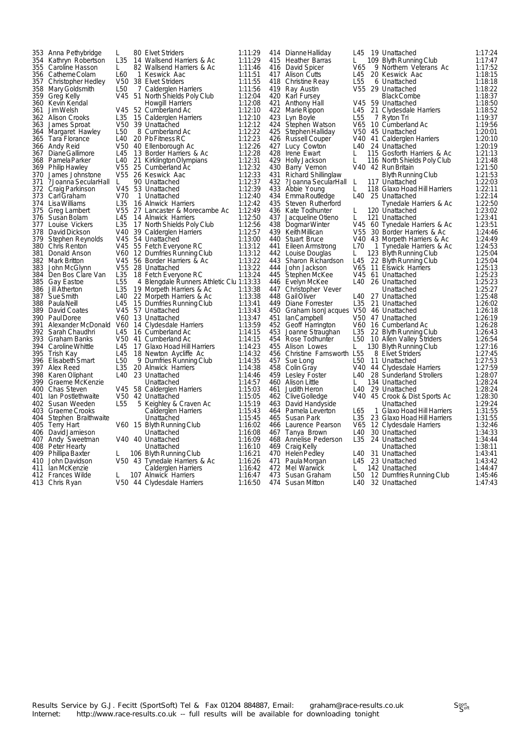| Pos | Name | Cat | Cat Pos | Club | Time |
|---|---|---|---|---|---|
| 353 | Anna Pethybridge | L | 80 | Elvet Striders | 1:11:29 |
| 354 | Kathryn Robertson | L35 | 14 | Wallsend Harriers & Ac | 1:11:29 |
| 355 | Caroline Hasson | L | 82 | Wallsend Harriers & Ac | 1:11:46 |
| 356 | Catherne Colam | L60 | 1 | Keswick Aac | 1:11:51 |
| 357 | Christopher Hedley | V50 | 38 | Elvet Striders | 1:11:55 |
| 358 | Mary Goldsmith | L50 | 7 | Calderglen Harriers | 1:11:56 |
| 359 | Greg Kelly | V45 | 51 | North Shields Poly Club | 1:12:04 |
| 360 | Kevin Kendal | | | Howgill Harriers | 1:12:08 |
| 361 | Jim Welsh | V45 | 52 | Cumberland Ac | 1:12:10 |
| 362 | Alison Crooks | L35 | 15 | Calderglen Harriers | 1:12:10 |
| 363 | James Sproat | V50 | 39 | Unattached | 1:12:12 |
| 364 | Margaret Hawley | L50 | 8 | Cumberland Ac | 1:12:22 |
| 365 | Tara Florance | L40 | 20 | Pb Fitness RC | 1:12:23 |
| 366 | Andy Reid | V50 | 40 | Ellenborough Ac | 1:12:26 |
| 367 | Diane Gallimore | L45 | 13 | Border Harriers & Ac | 1:12:28 |
| 368 | Pamela Parker | L40 | 21 | Kirklington Olympians | 1:12:31 |
| 369 | Philip Hawley | V55 | 25 | Cumberland Ac | 1:12:32 |
| 370 | James Johnstone | V55 | 26 | Keswick Aac | 1:12:33 |
| 371 | ? Joanna SecularHall | L | 90 | Unattached | 1:12:37 |
| 372 | Craig Parkinson | V45 | 53 | Unattached | 1:12:39 |
| 373 | Carl Graham | V70 | 1 | Unattached | 1:12:40 |
| 374 | Lisa Williams | L35 | 16 | Alnwick Harriers | 1:12:42 |
| 375 | Greg Lambert | V55 | 27 | Lancaster & Morecambe Ac | 1:12:49 |
| 376 | Susan Bolam | L45 | 14 | Alnwick Harriers | 1:12:50 |
| 377 | Louise Vickers | L35 | 17 | North Shields Poly Club | 1:12:56 |
| 378 | David Dickson | V40 | 39 | Calderglen Harriers | 1:12:57 |
| 379 | Stephen Reynolds | V45 | 54 | Unattached | 1:13:00 |
| 380 | Chris Renton | V45 | 55 | Fetch Everyone RC | 1:13:12 |
| 381 | Donald Anson | V60 | 12 | Dumfries Running Club | 1:13:12 |
| 382 | Mark Britton | V45 | 56 | Border Harriers & Ac | 1:13:22 |
| 383 | John McGlynn | V55 | 28 | Unattached | 1:13:22 |
| 384 | Den Bos Clare Van | L35 | 18 | Fetch Everyone RC | 1:13:24 |
| 385 | Gay Eastoe | L55 | 4 | Blengdale Runners Athletic Clu | 1:13:33 |
| 386 | Jill Atherton | L35 | 19 | Morpeth Harriers & Ac | 1:13:38 |
| 387 | Sue Smith | L40 | 22 | Morpeth Harriers & Ac | 1:13:38 |
| 388 | Paula Neill | L45 | 15 | Dumfries Running Club | 1:13:41 |
| 389 | David Coates | V45 | 57 | Unattached | 1:13:43 |
| 390 | Paul Doree | V60 | 13 | Unattached | 1:13:47 |
| 391 | Alexander McDonald | V60 | 14 | Clydesdale Harriers | 1:13:59 |
| 392 | Sarah Chaudhri | L45 | 16 | Cumberland Ac | 1:14:15 |
| 393 | Graham Banks | V50 | 41 | Cumberland Ac | 1:14:15 |
| 394 | Caroline Whittle | L45 | 17 | Glaxo Hoad Hill Harriers | 1:14:23 |
| 395 | Trish Kay | L45 | 18 | Newton Aycliffe Ac | 1:14:32 |
| 396 | Elisabeth Smart | L50 | 9 | Dumfries Running Club | 1:14:35 |
| 397 | Alex Reed | L35 | 20 | Alnwick Harriers | 1:14:38 |
| 398 | Karen Oliphant | L40 | 23 | Unattached | 1:14:46 |
| 399 | Graeme McKenzie | | | Unattached | 1:14:57 |
| 400 | Chas Steven | V45 | 58 | Calderglen Harriers | 1:15:03 |
| 401 | Ian Postlethwaite | V50 | 42 | Unattached | 1:15:05 |
| 402 | Susan Weeden | L55 | 5 | Keighley & Craven Ac | 1:15:19 |
| 403 | Graeme Crooks | | | Calderglen Harriers | 1:15:43 |
| 404 | Stephen Braithwaite | | | Unattached | 1:15:45 |
| 405 | Terry Hart | V60 | 15 | Blyth Running Club | 1:16:02 |
| 406 | David Jamieson | | | Unattached | 1:16:08 |
| 407 | Andy Sweetman | V40 | 40 | Unattached | 1:16:09 |
| 408 | Peter Hearty | | | Unattached | 1:16:10 |
| 409 | Phillipa Baxter | L | 106 | Blyth Running Club | 1:16:21 |
| 410 | John Davidson | V50 | 43 | Tynedale Harriers & Ac | 1:16:26 |
| 411 | Ian McKenzie | | | Calderglen Harriers | 1:16:42 |
| 412 | Frances Wilde | L | 107 | Alnwick Harriers | 1:16:47 |
| 413 | Chris Ryan | V50 | 44 | Clydesdale Harriers | 1:16:50 |
| 414 | Dianne Halliday | L45 | 19 | Unattached | 1:17:24 |
| 415 | Heather Barras | L | 109 | Blyth Running Club | 1:17:47 |
| 416 | David Spicer | V65 | 9 | Northern Veterans Ac | 1:17:52 |
| 417 | Alison Cutts | L45 | 20 | Keswick Aac | 1:18:15 |
| 418 | Christine Reay | L55 | 6 | Unattached | 1:18:18 |
| 419 | Ray Austin | V55 | 29 | Unattached | 1:18:22 |
| 420 | Karl Fursey | | | Black Combe | 1:18:37 |
| 421 | Anthony Hall | V45 | 59 | Unattached | 1:18:50 |
| 422 | Marie Rippon | L45 | 21 | Clydesdale Harriers | 1:18:52 |
| 423 | Lyn Boyle | L55 | 7 | Ryton Tri | 1:19:37 |
| 424 | Stephen Watson | V65 | 10 | Cumberland Ac | 1:19:56 |
| 425 | Stephen Halliday | V50 | 45 | Unattached | 1:20:01 |
| 426 | Russell Couper | V40 | 41 | Calderglen Harriers | 1:20:10 |
| 427 | Lucy Cowton | L40 | 24 | Unattached | 1:20:19 |
| 428 | Irene Ewart | L | 115 | Gosforth Harriers & Ac | 1:21:13 |
| 429 | Holly Jackson | L | 116 | North Shields Poly Club | 1:21:48 |
| 430 | Barry Vernon | V40 | 42 | Run Britain | 1:21:50 |
| 431 | Richard Shillinglaw | | | Blyth Running Club | 1:21:53 |
| 432 | ? Joanna SecularHall | L | 117 | Unattached | 1:22:03 |
| 433 | Abbie Young | L | 118 | Glaxo Hoad Hill Harriers | 1:22:11 |
| 434 | Emma Routledge | L40 | 25 | Unattached | 1:22:14 |
| 435 | Steven Rutherford | | | Tynedale Harriers & Ac | 1:22:50 |
| 436 | Kate Todhunter | L | 120 | Unattached | 1:23:02 |
| 437 | Jacqueline Otieno | L | 121 | Unattached | 1:23:41 |
| 438 | Dogmar Winter | V45 | 60 | Tynedale Harriers & Ac | 1:23:51 |
| 439 | Keith Millican | V55 | 30 | Border Harriers & Ac | 1:24:46 |
| 440 | Stuart Bruce | V40 | 43 | Morpeth Harriers & Ac | 1:24:49 |
| 441 | Eileen Armstrong | L70 | 1 | Tynedale Harriers & Ac | 1:24:53 |
| 442 | Louise Douglas | L | 123 | Blyth Running Club | 1:25:04 |
| 443 | Sharon Richardson | L45 | 22 | Blyth Running Club | 1:25:04 |
| 444 | John Jackson | V65 | 11 | Elswick Harriers | 1:25:13 |
| 445 | Stephen McKee | V45 | 61 | Unattached | 1:25:23 |
| 446 | Evelyn McKee | L40 | 26 | Unattached | 1:25:23 |
| 447 | Christopher Vever | | | Unattached | 1:25:27 |
| 448 | Gail Oliver | L40 | 27 | Unattached | 1:25:48 |
| 449 | Diane Forrester | L35 | 21 | Unattached | 1:26:02 |
| 450 | Graham IsonJacques | V50 | 46 | Unattached | 1:26:18 |
| 451 | Ian Campbell | V50 | 47 | Unattached | 1:26:19 |
| 452 | Geoff Harrington | V60 | 16 | Cumberland Ac | 1:26:28 |
| 453 | Joanne Straughan | L35 | 22 | Blyth Running Club | 1:26:43 |
| 454 | Rose Todhunter | L50 | 10 | Allen Valley Striders | 1:26:54 |
| 455 | Alison Lowes | L | 130 | Blyth Running Club | 1:27:16 |
| 456 | Christine Farnsworth | L55 | 8 | Elvet Striders | 1:27:45 |
| 457 | Sue Long | L50 | 11 | Unattached | 1:27:53 |
| 458 | Colin Gray | V40 | 44 | Clydesdale Harriers | 1:27:59 |
| 459 | Lesley Foster | L40 | 28 | Sunderland Strollers | 1:28:07 |
| 460 | Alison Little | L | 134 | Unattached | 1:28:24 |
| 461 | Judith Heron | L40 | 29 | Unattached | 1:28:24 |
| 462 | Clive Golledge | V40 | 45 | Crook & Dist Sports Ac | 1:28:30 |
| 463 | David Handyside | | | Unattached | 1:29:24 |
| 464 | Pamela Leverton | L65 | 1 | Glaxo Hoad Hill Harriers | 1:31:55 |
| 465 | Susan Park | L35 | 23 | Glaxo Hoad Hill Harriers | 1:31:55 |
| 466 | Laurence Pearson | V65 | 12 | Clydesdale Harriers | 1:32:46 |
| 467 | Tanya Brown | L40 | 30 | Unattached | 1:34:33 |
| 468 | Annelise Pederson | L35 | 24 | Unattached | 1:34:44 |
| 469 | Craig Kelly | | | Unattached | 1:38:11 |
| 470 | Helen Pedley | L40 | 31 | Unattached | 1:43:41 |
| 471 | Paula Morgan | L45 | 23 | Unattached | 1:43:42 |
| 472 | Mel Warwick | L | 142 | Unattached | 1:44:47 |
| 473 | Susan Graham | L50 | 12 | Dumfries Running Club | 1:45:46 |
| 474 | Susan Mitton | L40 | 32 | Unattached | 1:47:43 |

Results Service by G.J. Fecitt (SportSoft) Tel & Fax 01204 884887, Email: graham@race-results.co.uk
Internet: http://www.race-results.co.uk -- full results will be available for downloading tonight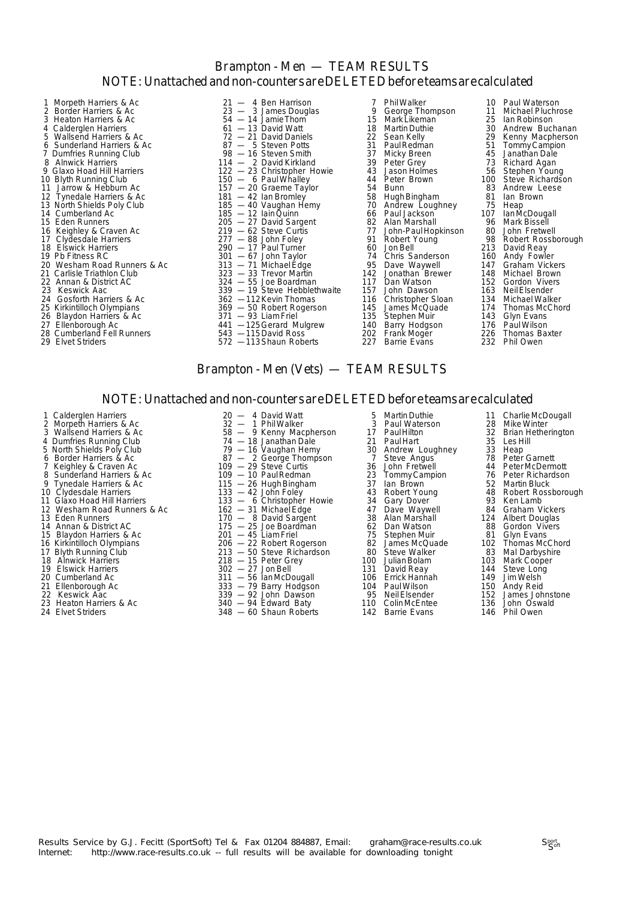# Brampton - Men — TEAM RESULTS

NOTE: Unattached and non-counters are DELETED before teams are calculated

| Pos | Team | Total | | | | |
|---|---|---|---|---|---|---|
| 1 | Morpeth Harriers & Ac | 21 — 4 Ben Harrison | 7 Phil Walker | 10 Paul Waterson | | |
| 2 | Border Harriers & Ac | 23 — 3 James Douglas | 9 George Thompson | 11 Michael Pluchrose | | |
| 3 | Heaton Harriers & Ac | 54 — 14 Jamie Thom | 15 Mark Likeman | 25 Ian Robinson | | |
| 4 | Caldergien Harriers | 61 — 13 David Watt | 18 Martin Duthie | 30 Andrew Buchanan | | |
| 5 | Wallsend Harriers & Ac | 72 — 21 David Daniels | 22 Sean Kelly | 29 Kenny Macpherson | | |
| 6 | Sunderland Harriers & Ac | 87 — 5 Steven Potts | 31 Paul Redman | 51 Tommy Campion | | |
| 7 | Dumfries Running Club | 98 — 16 Steven Smith | 37 Micky Breen | 45 Janathan Dale | | |
| 8 | Alnwick Harriers | 114 — 2 David Kirkland | 39 Peter Grey | 73 Richard Agan | | |
| 9 | Glaxo Hoad Hill Harriers | 122 — 23 Christopher Howie | 43 Jason Holmes | 56 Stephen Young | | |
| 10 | Blyth Running Club | 150 — 6 Paul Whalley | 44 Peter Brown | 100 Steve Richardson | | |
| 11 | Jarrow & Hebburn Ac | 157 — 20 Graeme Taylor | 54 Bunn | 83 Andrew Leese | | |
| 12 | Tynedale Harriers & Ac | 181 — 42 Ian Bromley | 58 Hugh Bingham | 81 Ian Brown | | |
| 13 | North Shields Poly Club | 185 — 40 Vaughan Hemy | 70 Andrew Loughney | 75 Heap | | |
| 14 | Cumberland Ac | 185 — 12 Iain Quinn | 66 Paul Jackson | 107 Ian McDougall | | |
| 15 | Eden Runners | 205 — 27 David Sargent | 82 Alan Marshall | 96 Mark Bissell | | |
| 16 | Keighley & Craven Ac | 219 — 62 Steve Curtis | 77 John-Paul Hopkinson | 80 John Fretwell | | |
| 17 | Clydesdale Harriers | 277 — 88 John Foley | 91 Robert Young | 98 Robert Rossborough | | |
| 18 | Elswick Harriers | 290 — 17 Paul Turner | 60 Jon Bell | 213 David Reay | | |
| 19 | Pb Fitness RC | 301 — 67 John Taylor | 74 Chris Sanderson | 160 Andy Fowler | | |
| 20 | Wesham Road Runners & Ac | 313 — 71 Michael Edge | 95 Dave Waywell | 147 Graham Vickers | | |
| 21 | Carlisle Triathlon Club | 323 — 33 Trevor Martin | 142 Jonathan Brewer | 148 Michael Brown | | |
| 22 | Annan & District AC | 324 — 55 Joe Boardman | 117 Dan Watson | 152 Gordon Vivers | | |
| 23 | Keswick Aac | 339 — 19 Steve Hebblethwaite | 157 John Dawson | 163 Neil Elsender | | |
| 24 | Gosforth Harriers & Ac | 362 — 112 Kevin Thomas | 116 Christopher Sloan | 134 Michael Walker | | |
| 25 | Kirkintilloch Olympians | 369 — 50 Robert Rogerson | 145 James McQuade | 174 Thomas McChord | | |
| 26 | Blaydon Harriers & Ac | 371 — 93 Liam Friel | 135 Stephen Muir | 143 Glyn Evans | | |
| 27 | Ellenborough Ac | 441 — 125 Gerard Mulgrew | 140 Barry Hodgson | 176 Paul Wilson | | |
| 28 | Cumberland Fell Runners | 543 — 115 David Ross | 202 Frank Moger | 226 Thomas Baxter | | |
| 29 | Elvet Striders | 572 — 113 Shaun Roberts | 227 Barrie Evans | 232 Phil Owen | | |

# Brampton - Men (Vets) — TEAM RESULTS

NOTE: Unattached and non-counters are DELETED before teams are calculated

| Pos | Team | Total | | |
|---|---|---|---|---|
| 1 | Caldergien Harriers | 20 — 4 David Watt | 5 Martin Duthie | 11 Charlie McDougall |
| 2 | Morpeth Harriers & Ac | 32 — 1 Phil Walker | 3 Paul Waterson | 28 Mike Winter |
| 3 | Wallsend Harriers & Ac | 58 — 9 Kenny Macpherson | 17 Paul Hilton | 32 Brian Hetherington |
| 4 | Dumfries Running Club | 74 — 18 Janathan Dale | 21 Paul Hart | 35 Les Hill |
| 5 | North Shields Poly Club | 79 — 16 Vaughan Hemy | 30 Andrew Loughney | 33 Heap |
| 6 | Border Harriers & Ac | 87 — 2 George Thompson | 7 Steve Angus | 78 Peter Garnett |
| 7 | Keighley & Craven Ac | 109 — 29 Steve Curtis | 36 John Fretwell | 44 Peter McDermott |
| 8 | Sunderland Harriers & Ac | 109 — 10 Paul Redman | 23 Tommy Campion | 76 Peter Richardson |
| 9 | Tynedale Harriers & Ac | 115 — 26 Hugh Bingham | 37 Ian Brown | 52 Martin Bluck |
| 10 | Clydesdale Harriers | 133 — 42 John Foley | 43 Robert Young | 48 Robert Rossborough |
| 11 | Glaxo Hoad Hill Harriers | 133 — 6 Christopher Howie | 34 Gary Dover | 93 Ken Lamb |
| 12 | Wesham Road Runners & Ac | 162 — 31 Michael Edge | 47 Dave Waywell | 84 Graham Vickers |
| 13 | Eden Runners | 170 — 8 David Sargent | 38 Alan Marshall | 124 Albert Douglas |
| 14 | Annan & District AC | 175 — 25 Joe Boardman | 62 Dan Watson | 88 Gordon Vivers |
| 15 | Blaydon Harriers & Ac | 201 — 45 Liam Friel | 75 Stephen Muir | 81 Glyn Evans |
| 16 | Kirkintilloch Olympians | 206 — 22 Robert Rogerson | 82 James McQuade | 102 Thomas McChord |
| 17 | Blyth Running Club | 213 — 50 Steve Richardson | 80 Steve Walker | 83 Mal Darbyshire |
| 18 | Alnwick Harriers | 218 — 15 Peter Grey | 100 Julian Bolam | 103 Mark Cooper |
| 19 | Elswick Harriers | 302 — 27 Jon Bell | 131 David Reay | 144 Steve Long |
| 20 | Cumberland Ac | 311 — 56 Ian McDougall | 106 Errick Hannah | 149 Jim Welsh |
| 21 | Ellenborough Ac | 333 — 79 Barry Hodgson | 104 Paul Wilson | 150 Andy Reid |
| 22 | Keswick Aac | 339 — 92 John Dawson | 95 Neil Elsender | 152 James Johnstone |
| 23 | Heaton Harriers & Ac | 340 — 94 Edward Baty | 110 Colin McEntee | 136 John Oswald |
| 24 | Elvet Striders | 348 — 60 Shaun Roberts | 142 Barrie Evans | 146 Phil Owen |

Results Service by G.J. Fecitt (SportSoft) Tel & Fax 01204 884887, Email: graham@race-results.co.uk
Internet: http://www.race-results.co.uk -- full results will be available for downloading tonight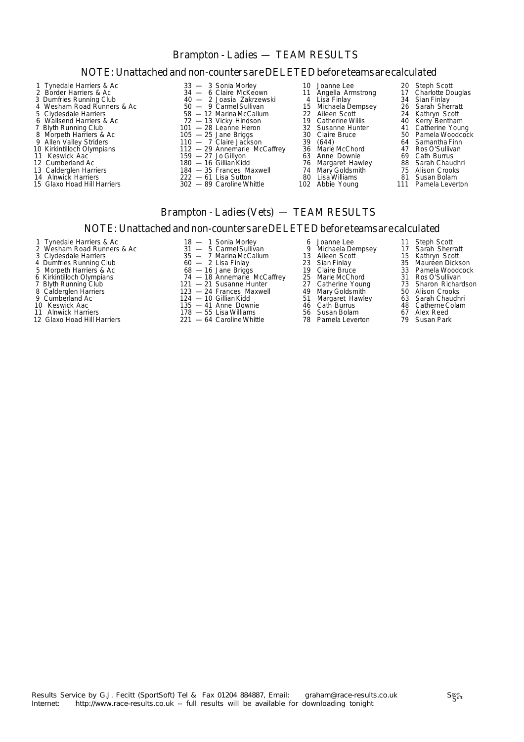## Brampton - Ladies — TEAM RESULTS

NOTE: Unattached and non-counters are DELETED before teams are calculated

| | | | | | | | |
|---|---|---|---|---|---|---|---|
| 1 | Tynedale Harriers & Ac | 33 — 3 | Sonia Morley | 10 | Joanne Lee | 20 | Steph Scott |
| 2 | Border Harriers & Ac | 34 — 6 | Claire McKeown | 11 | Angella Armstrong | 17 | Charlotte Douglas |
| 3 | Dumfries Running Club | 40 — 2 | Joasia Zakrzewski | 4 | Lisa Finlay | 34 | Sian Finlay |
| 4 | Wesham Road Runners & Ac | 50 — 9 | Carmel Sullivan | 15 | Michaela Dempsey | 26 | Sarah Sherratt |
| 5 | Clydesdale Harriers | 58 — 12 | Marina McCallum | 22 | Aileen Scott | 24 | Kathryn Scott |
| 6 | Wallsend Harriers & Ac | 72 — 13 | Vicky Hindson | 19 | Catherine Willis | 40 | Kerry Bentham |
| 7 | Blyth Running Club | 101 — 28 | Leanne Heron | 32 | Susanne Hunter | 41 | Catherine Young |
| 8 | Morpeth Harriers & Ac | 105 — 25 | Jane Briggs | 30 | Claire Bruce | 50 | Pamela Woodcock |
| 9 | Allen Valley Striders | 110 — 7 | Claire Jackson | 39 | (644) | 64 | Samantha Finn |
| 10 | Kirkintilloch Olympians | 112 — 29 | Annemarie McCaffrey | 36 | Marie McChord | 47 | Ros O'Sullivan |
| 11 | Keswick Aac | 159 — 27 | Jo Gillyon | 63 | Anne Downie | 69 | Cath Burrus |
| 12 | Cumberland Ac | 180 — 16 | Gillian Kidd | 76 | Margaret Hawley | 88 | Sarah Chaudhri |
| 13 | Calderglen Harriers | 184 — 35 | Frances Maxwell | 74 | Mary Goldsmith | 75 | Alison Crooks |
| 14 | Alnwick Harriers | 222 — 61 | Lisa Sutton | 80 | Lisa Williams | 81 | Susan Bolam |
| 15 | Glaxo Hoad Hill Harriers | 302 — 89 | Caroline Whittle | 102 | Abbie Young | 111 | Pamela Leverton |

## Brampton - Ladies (Vets) — TEAM RESULTS

NOTE: Unattached and non-counters are DELETED before teams are calculated

| | | | | | | | |
|---|---|---|---|---|---|---|---|
| 1 | Tynedale Harriers & Ac | 18 — 1 | Sonia Morley | 6 | Joanne Lee | 11 | Steph Scott |
| 2 | Wesham Road Runners & Ac | 31 — 5 | Carmel Sullivan | 9 | Michaela Dempsey | 17 | Sarah Sherratt |
| 3 | Clydesdale Harriers | 35 — 7 | Marina McCallum | 13 | Aileen Scott | 15 | Kathryn Scott |
| 4 | Dumfries Running Club | 60 — 2 | Lisa Finlay | 23 | Sian Finlay | 35 | Maureen Dickson |
| 5 | Morpeth Harriers & Ac | 68 — 16 | Jane Briggs | 19 | Claire Bruce | 33 | Pamela Woodcock |
| 6 | Kirkintilloch Olympians | 74 — 18 | Annemarie McCaffrey | 25 | Marie McChord | 31 | Ros O'Sullivan |
| 7 | Blyth Running Club | 121 — 21 | Susanne Hunter | 27 | Catherine Young | 73 | Sharon Richardson |
| 8 | Calderglen Harriers | 123 — 24 | Frances Maxwell | 49 | Mary Goldsmith | 50 | Alison Crooks |
| 9 | Cumberland Ac | 124 — 10 | Gillian Kidd | 51 | Margaret Hawley | 63 | Sarah Chaudhri |
| 10 | Keswick Aac | 135 — 41 | Anne Downie | 46 | Cath Burrus | 48 | Catherne Colam |
| 11 | Alnwick Harriers | 178 — 55 | Lisa Williams | 56 | Susan Bolam | 67 | Alex Reed |
| 12 | Glaxo Hoad Hill Harriers | 221 — 64 | Caroline Whittle | 78 | Pamela Leverton | 79 | Susan Park |

Results Service by G.J. Fecitt (SportSoft) Tel & Fax 01204 884887, Email: graham@race-results.co.uk
Internet: http://www.race-results.co.uk -- full results will be available for downloading tonight